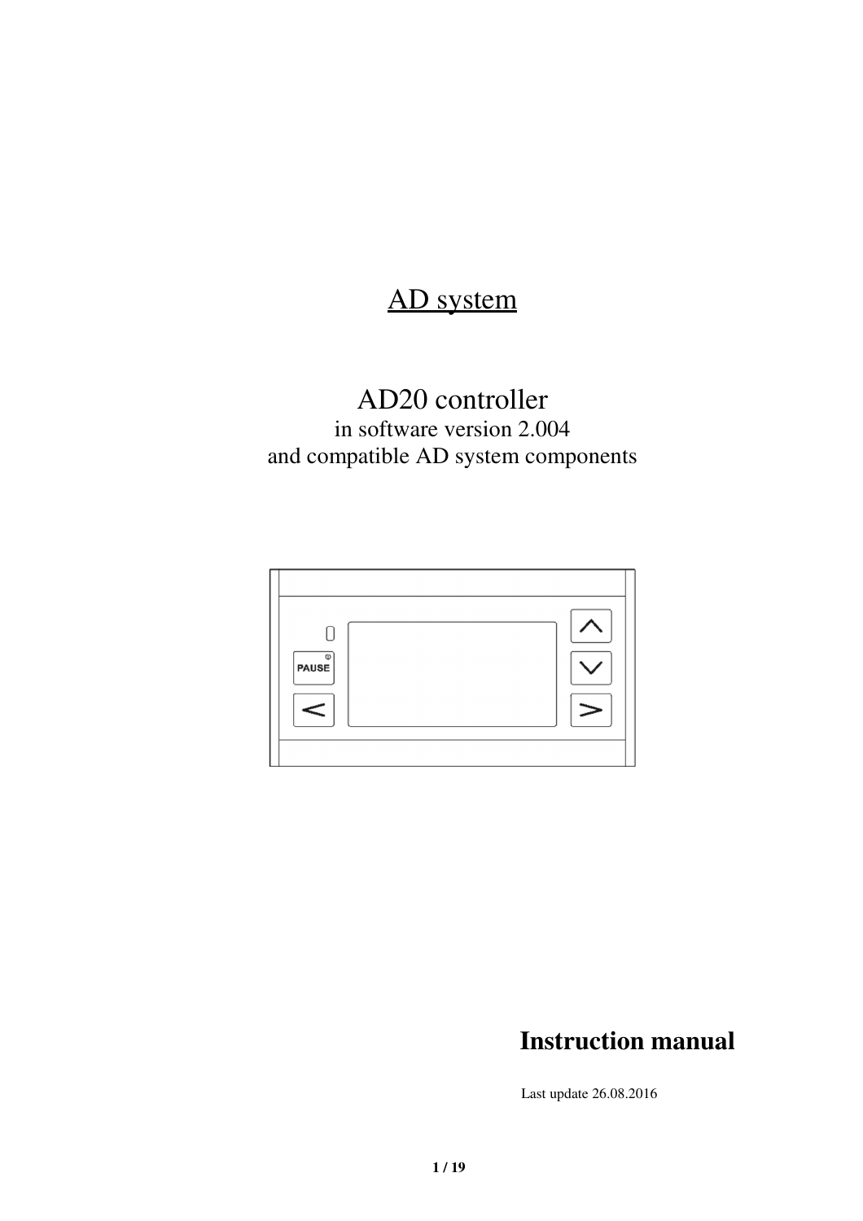# AD system

## AD20 controller

in software version 2.004
and compatible AD system components

PAUSE

**Instruction manual**

Last update 26.08.2016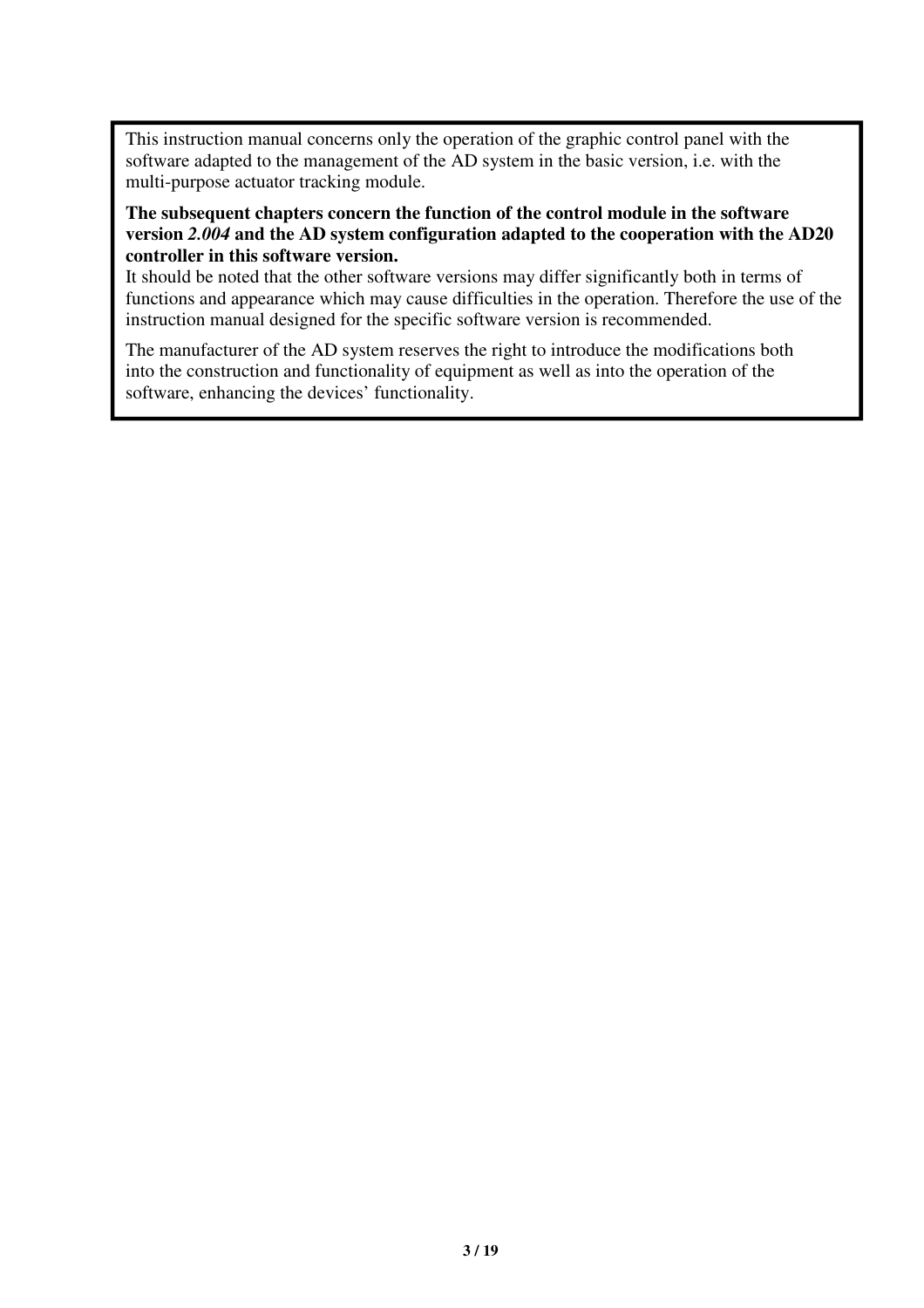This instruction manual concerns only the operation of the graphic control panel with the software adapted to the management of the AD system in the basic version, i.e. with the multi-purpose actuator tracking module.

**The subsequent chapters concern the function of the control module in the software version *2.004* and the AD system configuration adapted to the cooperation with the AD20 controller in this software version.**
It should be noted that the other software versions may differ significantly both in terms of functions and appearance which may cause difficulties in the operation. Therefore the use of the instruction manual designed for the specific software version is recommended.

The manufacturer of the AD system reserves the right to introduce the modifications both into the construction and functionality of equipment as well as into the operation of the software, enhancing the devices' functionality.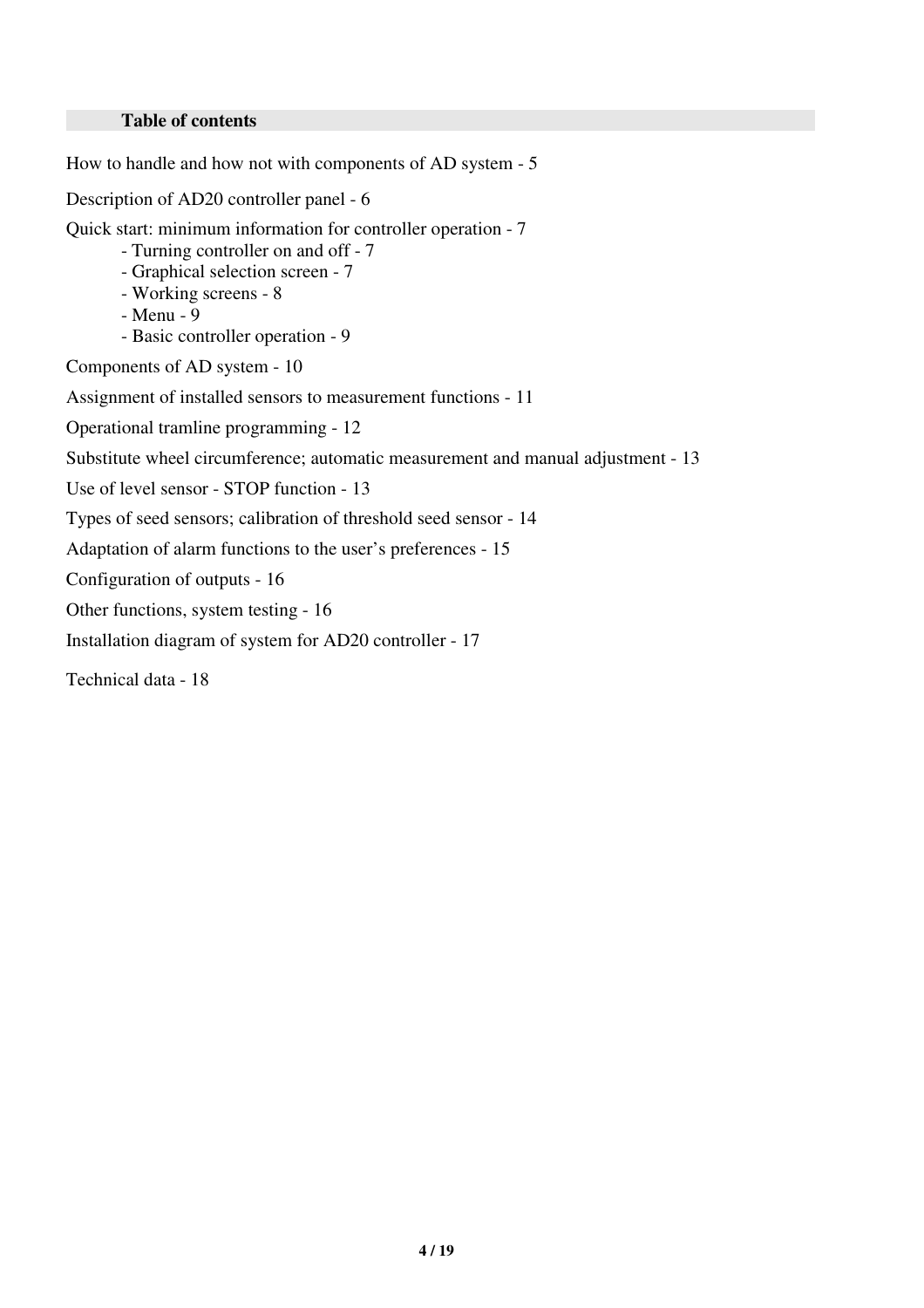## Table of contents

How to handle and how not with components of AD system - 5

Description of AD20 controller panel - 6

Quick start: minimum information for controller operation - 7

- Turning controller on and off - 7
- Graphical selection screen - 7
- Working screens - 8
- Menu - 9
- Basic controller operation - 9

Components of AD system - 10

Assignment of installed sensors to measurement functions - 11

Operational tramline programming - 12

Substitute wheel circumference; automatic measurement and manual adjustment - 13

Use of level sensor - STOP function - 13

Types of seed sensors; calibration of threshold seed sensor - 14

Adaptation of alarm functions to the user's preferences - 15

Configuration of outputs - 16

Other functions, system testing - 16

Installation diagram of system for AD20 controller - 17

Technical data - 18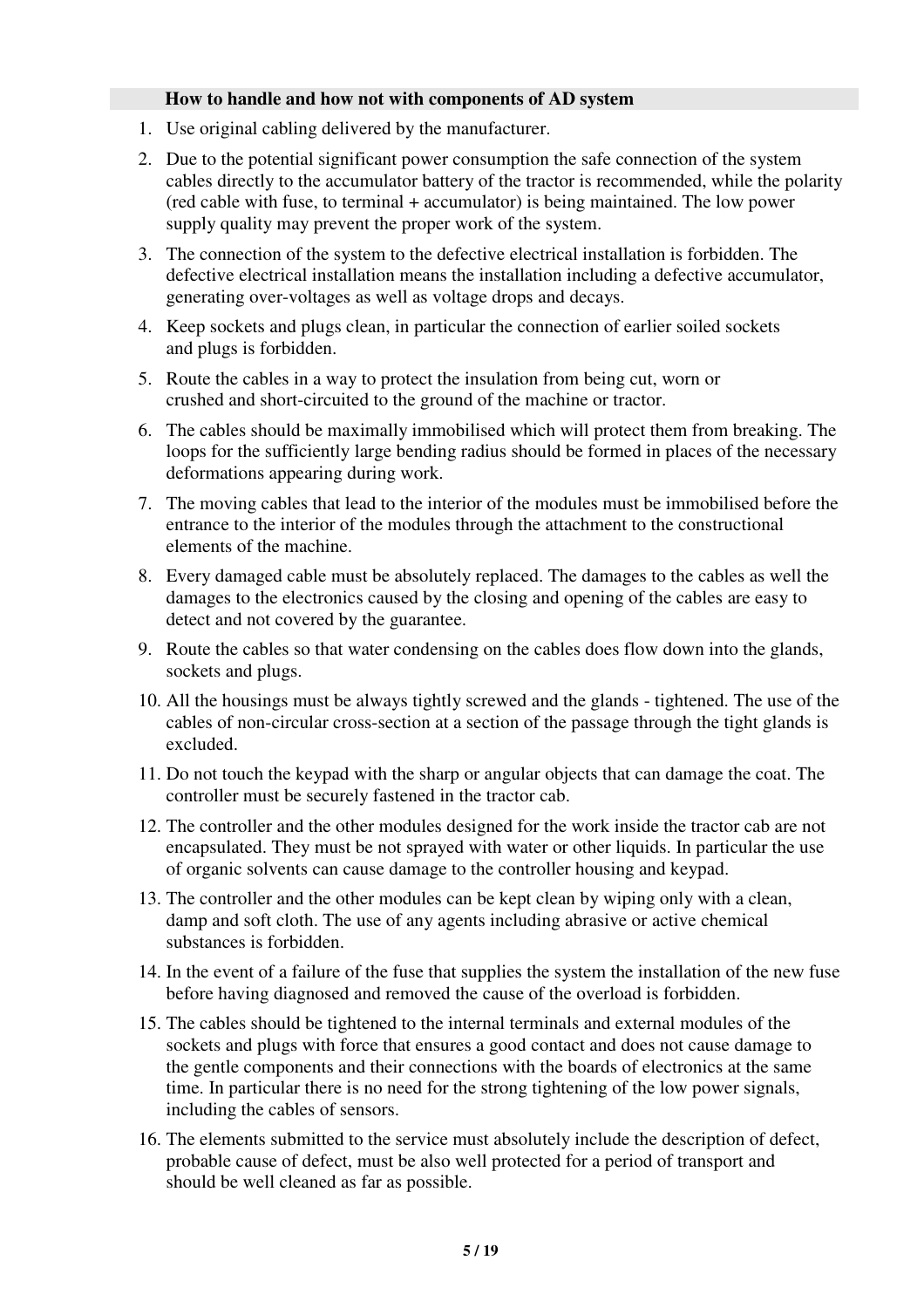## How to handle and how not with components of AD system

1. Use original cabling delivered by the manufacturer.
2. Due to the potential significant power consumption the safe connection of the system cables directly to the accumulator battery of the tractor is recommended, while the polarity (red cable with fuse, to terminal + accumulator) is being maintained. The low power supply quality may prevent the proper work of the system.
3. The connection of the system to the defective electrical installation is forbidden. The defective electrical installation means the installation including a defective accumulator, generating over-voltages as well as voltage drops and decays.
4. Keep sockets and plugs clean, in particular the connection of earlier soiled sockets and plugs is forbidden.
5. Route the cables in a way to protect the insulation from being cut, worn or crushed and short-circuited to the ground of the machine or tractor.
6. The cables should be maximally immobilised which will protect them from breaking. The loops for the sufficiently large bending radius should be formed in places of the necessary deformations appearing during work.
7. The moving cables that lead to the interior of the modules must be immobilised before the entrance to the interior of the modules through the attachment to the constructional elements of the machine.
8. Every damaged cable must be absolutely replaced. The damages to the cables as well the damages to the electronics caused by the closing and opening of the cables are easy to detect and not covered by the guarantee.
9. Route the cables so that water condensing on the cables does flow down into the glands, sockets and plugs.
10. All the housings must be always tightly screwed and the glands - tightened. The use of the cables of non-circular cross-section at a section of the passage through the tight glands is excluded.
11. Do not touch the keypad with the sharp or angular objects that can damage the coat. The controller must be securely fastened in the tractor cab.
12. The controller and the other modules designed for the work inside the tractor cab are not encapsulated. They must be not sprayed with water or other liquids. In particular the use of organic solvents can cause damage to the controller housing and keypad.
13. The controller and the other modules can be kept clean by wiping only with a clean, damp and soft cloth. The use of any agents including abrasive or active chemical substances is forbidden.
14. In the event of a failure of the fuse that supplies the system the installation of the new fuse before having diagnosed and removed the cause of the overload is forbidden.
15. The cables should be tightened to the internal terminals and external modules of the sockets and plugs with force that ensures a good contact and does not cause damage to the gentle components and their connections with the boards of electronics at the same time. In particular there is no need for the strong tightening of the low power signals, including the cables of sensors.
16. The elements submitted to the service must absolutely include the description of defect, probable cause of defect, must be also well protected for a period of transport and should be well cleaned as far as possible.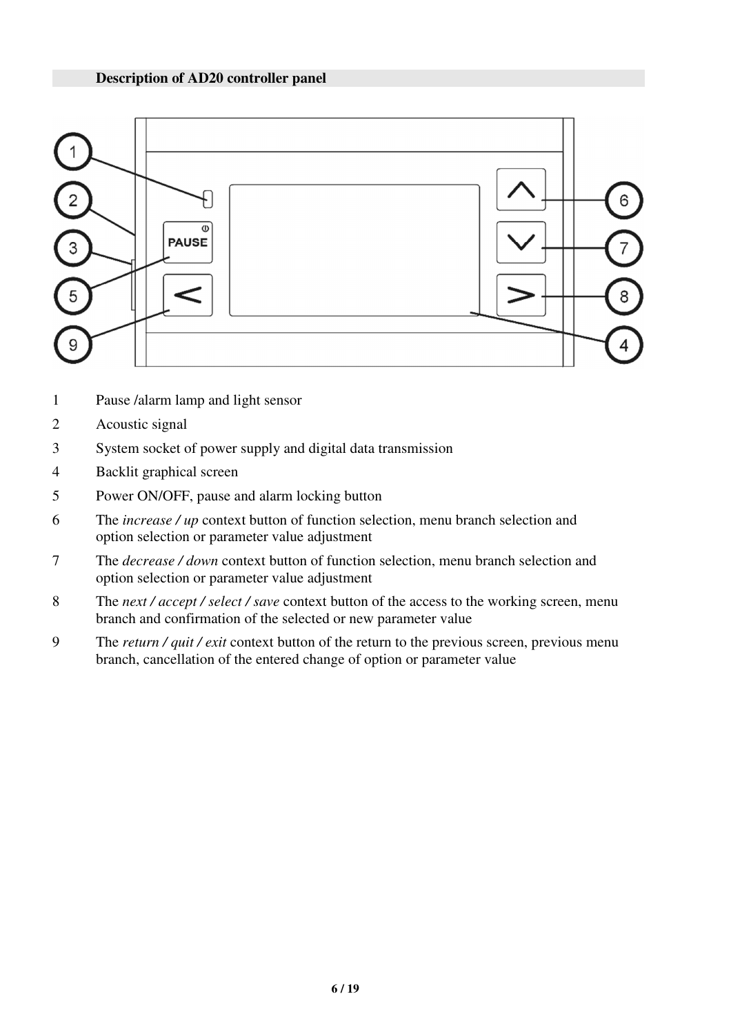## Description of AD20 controller panel

1 Pause /alarm lamp and light sensor

2 Acoustic signal

3 System socket of power supply and digital data transmission

4 Backlit graphical screen

5 Power ON/OFF, pause and alarm locking button

6 The *increase / up* context button of function selection, menu branch selection and option selection or parameter value adjustment

7 The *decrease / down* context button of function selection, menu branch selection and option selection or parameter value adjustment

8 The *next / accept / select / save* context button of the access to the working screen, menu branch and confirmation of the selected or new parameter value

9 The *return / quit / exit* context button of the return to the previous screen, previous menu branch, cancellation of the entered change of option or parameter value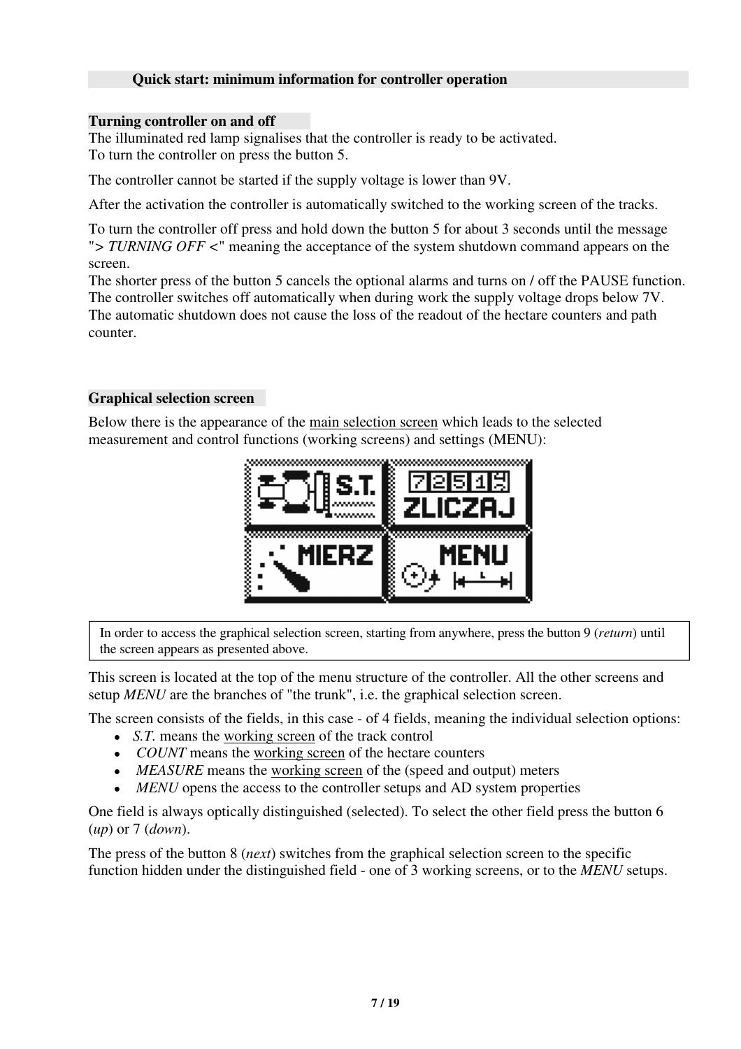## Quick start: minimum information for controller operation

### Turning controller on and off

The illuminated red lamp signalises that the controller is ready to be activated.
To turn the controller on press the button 5.

The controller cannot be started if the supply voltage is lower than 9V.

After the activation the controller is automatically switched to the working screen of the tracks.

To turn the controller off press and hold down the button 5 for about 3 seconds until the message "> *TURNING OFF* <" meaning the acceptance of the system shutdown command appears on the screen.
The shorter press of the button 5 cancels the optional alarms and turns on / off the PAUSE function.
The controller switches off automatically when during work the supply voltage drops below 7V.
The automatic shutdown does not cause the loss of the readout of the hectare counters and path counter.

### Graphical selection screen

Below there is the appearance of the main selection screen which leads to the selected measurement and control functions (working screens) and settings (MENU):

> In order to access the graphical selection screen, starting from anywhere, press the button 9 (*return*) until the screen appears as presented above.

This screen is located at the top of the menu structure of the controller. All the other screens and setup *MENU* are the branches of "the trunk", i.e. the graphical selection screen.

The screen consists of the fields, in this case - of 4 fields, meaning the individual selection options:

- *S.T.* means the working screen of the track control
- *COUNT* means the working screen of the hectare counters
- *MEASURE* means the working screen of the (speed and output) meters
- *MENU* opens the access to the controller setups and AD system properties

One field is always optically distinguished (selected). To select the other field press the button 6 (*up*) or 7 (*down*).

The press of the button 8 (*next*) switches from the graphical selection screen to the specific function hidden under the distinguished field - one of 3 working screens, or to the *MENU* setups.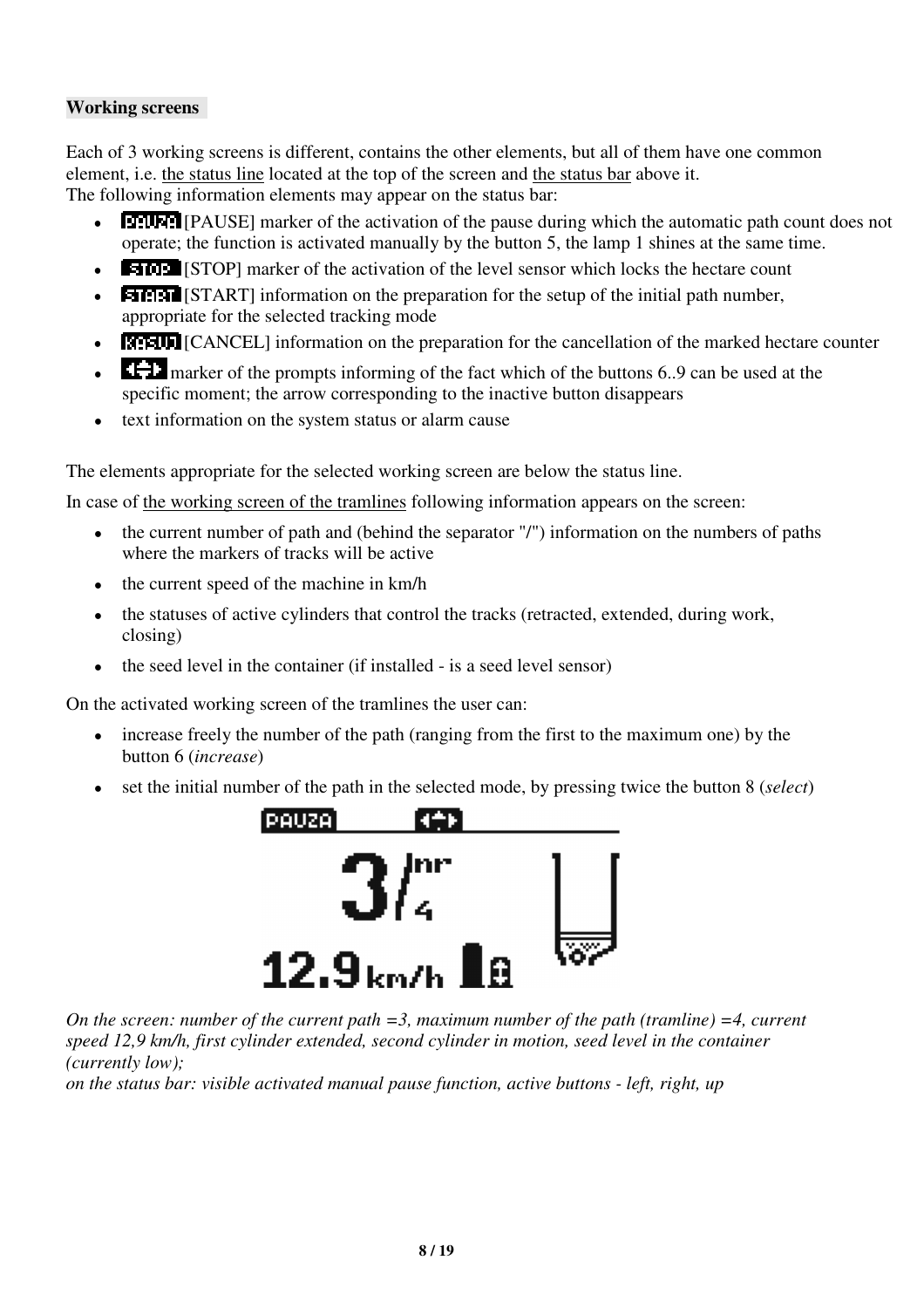**Working screens**

Each of 3 working screens is different, contains the other elements, but all of them have one common element, i.e. the status line located at the top of the screen and the status bar above it.
The following information elements may appear on the status bar:

- PAUZA [PAUSE] marker of the activation of the pause during which the automatic path count does not operate; the function is activated manually by the button 5, the lamp 1 shines at the same time.
- STOP [STOP] marker of the activation of the level sensor which locks the hectare count
- START [START] information on the preparation for the setup of the initial path number, appropriate for the selected tracking mode
- KASUJ [CANCEL] information on the preparation for the cancellation of the marked hectare counter
- marker of the prompts informing of the fact which of the buttons 6..9 can be used at the specific moment; the arrow corresponding to the inactive button disappears
- text information on the system status or alarm cause

The elements appropriate for the selected working screen are below the status line.

In case of the working screen of the tramlines following information appears on the screen:

- the current number of path and (behind the separator "/") information on the numbers of paths where the markers of tracks will be active
- the current speed of the machine in km/h
- the statuses of active cylinders that control the tracks (retracted, extended, during work, closing)
- the seed level in the container (if installed - is a seed level sensor)

On the activated working screen of the tramlines the user can:

- increase freely the number of the path (ranging from the first to the maximum one) by the button 6 (*increase*)
- set the initial number of the path in the selected mode, by pressing twice the button 8 (*select*)

PAUZA

3/nr 4

12.9 km/h

*On the screen: number of the current path =3, maximum number of the path (tramline) =4, current speed 12,9 km/h, first cylinder extended, second cylinder in motion, seed level in the container (currently low);*
*on the status bar: visible activated manual pause function, active buttons - left, right, up*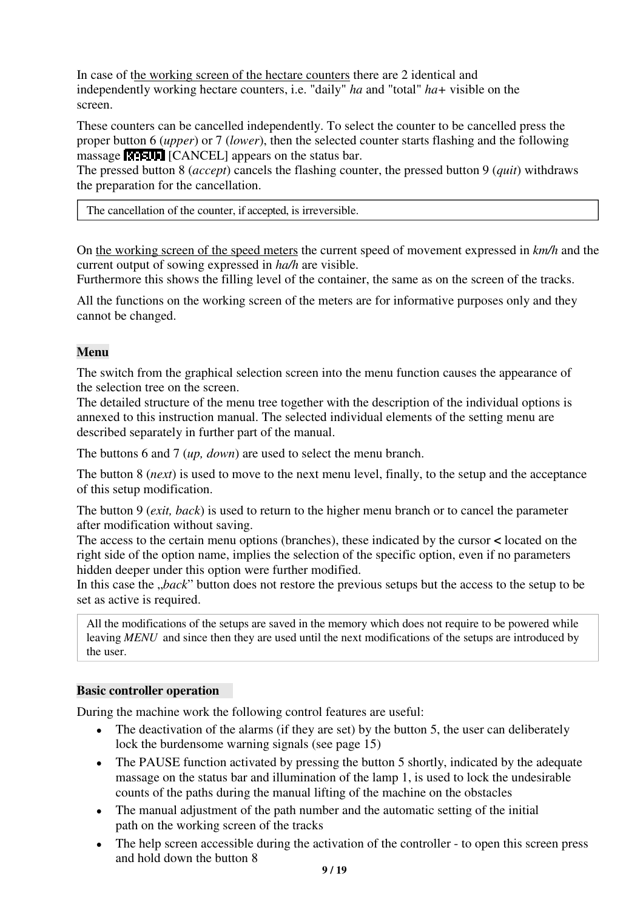In case of the working screen of the hectare counters there are 2 identical and independently working hectare counters, i.e. "daily" *ha* and "total" *ha+* visible on the screen.

These counters can be cancelled independently. To select the counter to be cancelled press the proper button 6 (*upper*) or 7 (*lower*), then the selected counter starts flashing and the following massage [CANCEL] appears on the status bar.
The pressed button 8 (*accept*) cancels the flashing counter, the pressed button 9 (*quit*) withdraws the preparation for the cancellation.

> The cancellation of the counter, if accepted, is irreversible.

On the working screen of the speed meters the current speed of movement expressed in *km/h* and the current output of sowing expressed in *ha/h* are visible.
Furthermore this shows the filling level of the container, the same as on the screen of the tracks.

All the functions on the working screen of the meters are for informative purposes only and they cannot be changed.

## Menu

The switch from the graphical selection screen into the menu function causes the appearance of the selection tree on the screen.
The detailed structure of the menu tree together with the description of the individual options is annexed to this instruction manual. The selected individual elements of the setting menu are described separately in further part of the manual.

The buttons 6 and 7 (*up, down*) are used to select the menu branch.

The button 8 (*next*) is used to move to the next menu level, finally, to the setup and the acceptance of this setup modification.

The button 9 (*exit, back*) is used to return to the higher menu branch or to cancel the parameter after modification without saving.
The access to the certain menu options (branches), these indicated by the cursor **<** located on the right side of the option name, implies the selection of the specific option, even if no parameters hidden deeper under this option were further modified.
In this case the „*back*" button does not restore the previous setups but the access to the setup to be set as active is required.

> All the modifications of the setups are saved in the memory which does not require to be powered while leaving *MENU* and since then they are used until the next modifications of the setups are introduced by the user.

## Basic controller operation

During the machine work the following control features are useful:

- The deactivation of the alarms (if they are set) by the button 5, the user can deliberately lock the burdensome warning signals (see page 15)
- The PAUSE function activated by pressing the button 5 shortly, indicated by the adequate massage on the status bar and illumination of the lamp 1, is used to lock the undesirable counts of the paths during the manual lifting of the machine on the obstacles
- The manual adjustment of the path number and the automatic setting of the initial path on the working screen of the tracks
- The help screen accessible during the activation of the controller - to open this screen press and hold down the button 8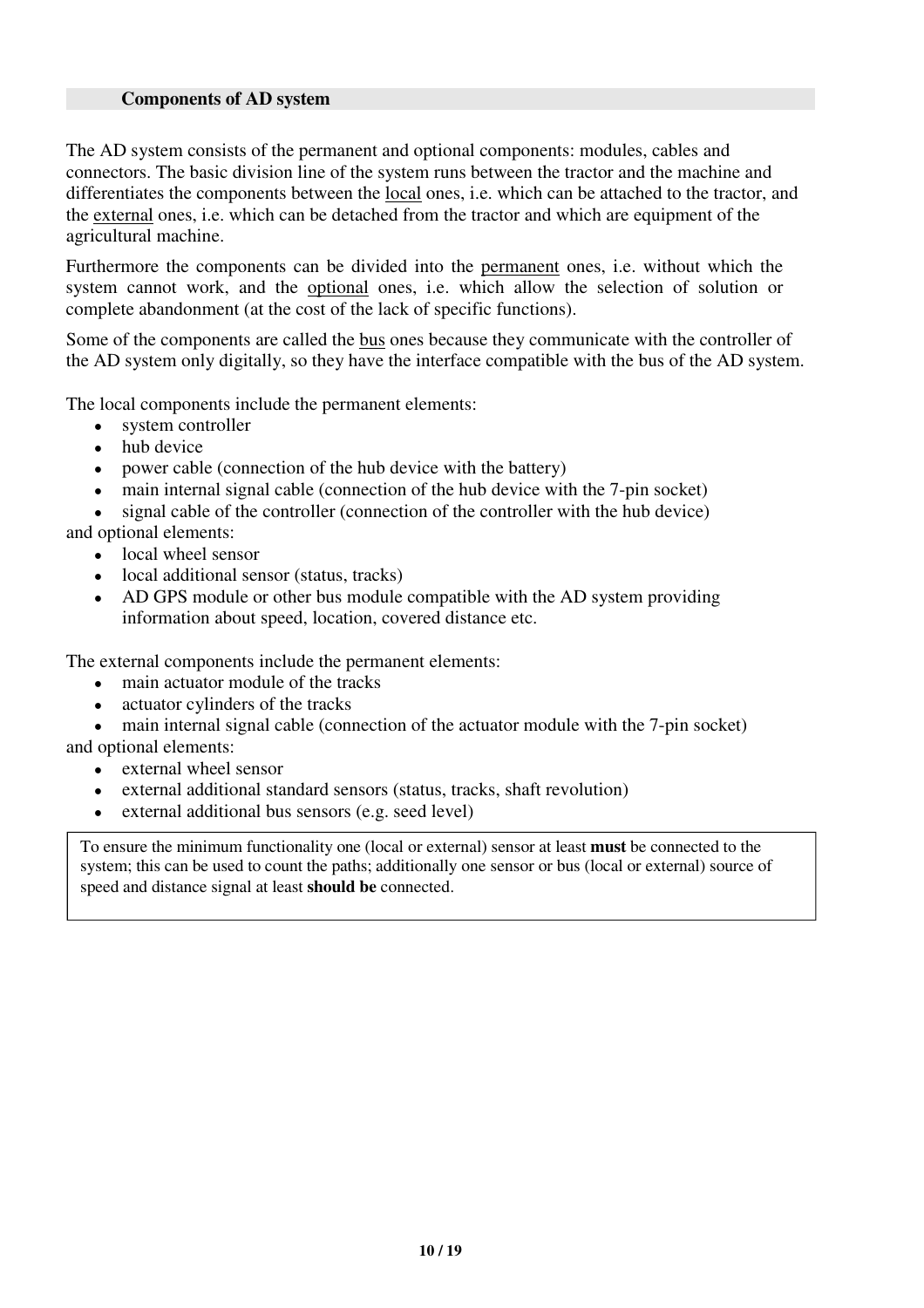## Components of AD system

The AD system consists of the permanent and optional components: modules, cables and connectors. The basic division line of the system runs between the tractor and the machine and differentiates the components between the local ones, i.e. which can be attached to the tractor, and the external ones, i.e. which can be detached from the tractor and which are equipment of the agricultural machine.

Furthermore the components can be divided into the permanent ones, i.e. without which the system cannot work, and the optional ones, i.e. which allow the selection of solution or complete abandonment (at the cost of the lack of specific functions).

Some of the components are called the bus ones because they communicate with the controller of the AD system only digitally, so they have the interface compatible with the bus of the AD system.

The local components include the permanent elements:

- system controller
- hub device
- power cable (connection of the hub device with the battery)
- main internal signal cable (connection of the hub device with the 7-pin socket)
- signal cable of the controller (connection of the controller with the hub device)

and optional elements:

- local wheel sensor
- local additional sensor (status, tracks)
- AD GPS module or other bus module compatible with the AD system providing information about speed, location, covered distance etc.

The external components include the permanent elements:

- main actuator module of the tracks
- actuator cylinders of the tracks
- main internal signal cable (connection of the actuator module with the 7-pin socket)

and optional elements:

- external wheel sensor
- external additional standard sensors (status, tracks, shaft revolution)
- external additional bus sensors (e.g. seed level)

> To ensure the minimum functionality one (local or external) sensor at least **must** be connected to the system; this can be used to count the paths; additionally one sensor or bus (local or external) source of speed and distance signal at least **should be** connected.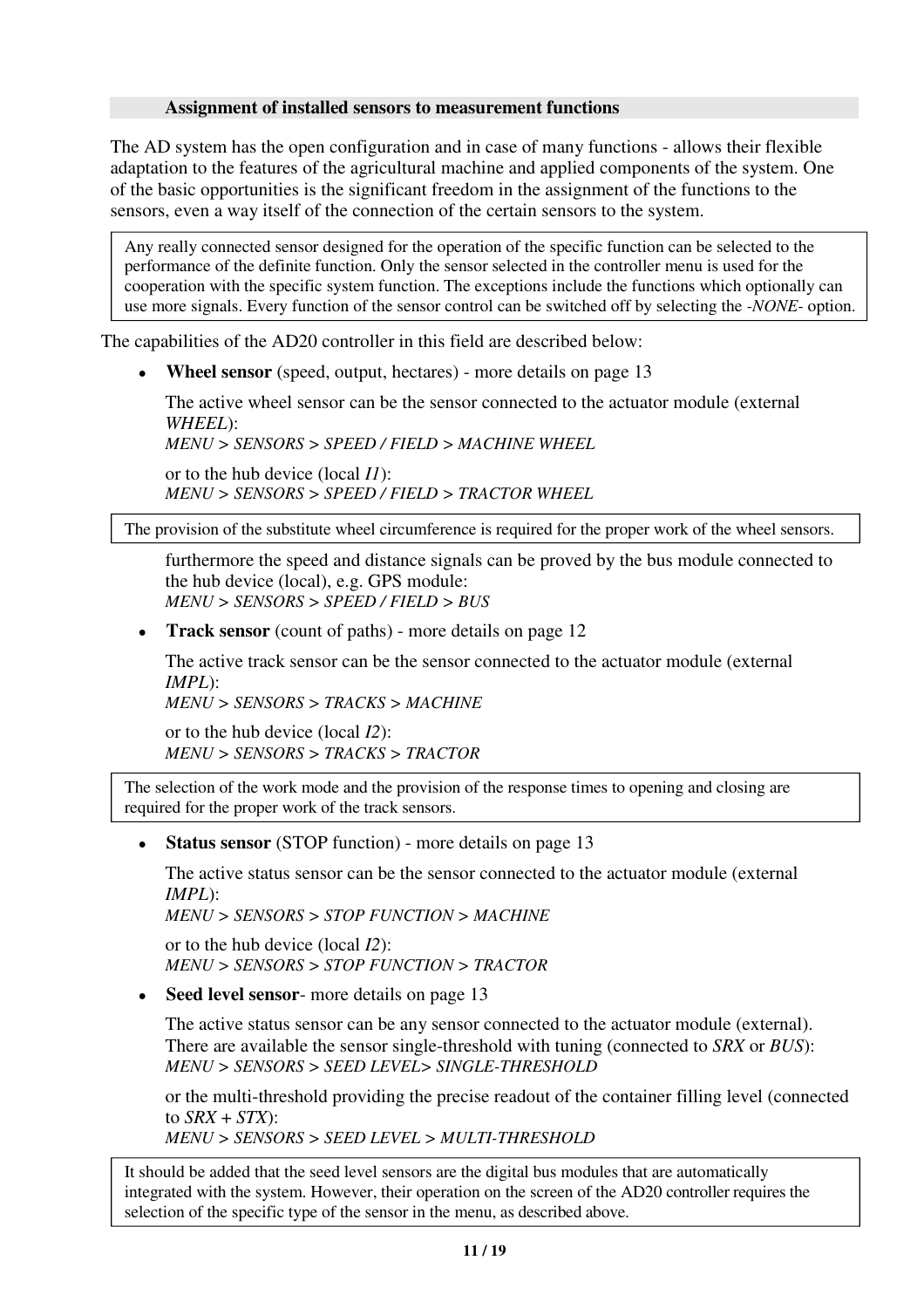### Assignment of installed sensors to measurement functions

The AD system has the open configuration and in case of many functions - allows their flexible adaptation to the features of the agricultural machine and applied components of the system. One of the basic opportunities is the significant freedom in the assignment of the functions to the sensors, even a way itself of the connection of the certain sensors to the system.

> Any really connected sensor designed for the operation of the specific function can be selected to the performance of the definite function. Only the sensor selected in the controller menu is used for the cooperation with the specific system function. The exceptions include the functions which optionally can use more signals. Every function of the sensor control can be switched off by selecting the *-NONE-* option.

The capabilities of the AD20 controller in this field are described below:

- **Wheel sensor** (speed, output, hectares) - more details on page 13

  The active wheel sensor can be the sensor connected to the actuator module (external *WHEEL*):
  *MENU > SENSORS > SPEED / FIELD > MACHINE WHEEL*

  or to the hub device (local *I1*):
  *MENU > SENSORS > SPEED / FIELD > TRACTOR WHEEL*

> The provision of the substitute wheel circumference is required for the proper work of the wheel sensors.

  furthermore the speed and distance signals can be proved by the bus module connected to the hub device (local), e.g. GPS module:
  *MENU > SENSORS > SPEED / FIELD > BUS*

- **Track sensor** (count of paths) - more details on page 12

  The active track sensor can be the sensor connected to the actuator module (external *IMPL*):
  *MENU > SENSORS > TRACKS > MACHINE*

  or to the hub device (local *I2*):
  *MENU > SENSORS > TRACKS > TRACTOR*

> The selection of the work mode and the provision of the response times to opening and closing are required for the proper work of the track sensors.

- **Status sensor** (STOP function) - more details on page 13

  The active status sensor can be the sensor connected to the actuator module (external *IMPL*):
  *MENU > SENSORS > STOP FUNCTION > MACHINE*

  or to the hub device (local *I2*):
  *MENU > SENSORS > STOP FUNCTION > TRACTOR*

- **Seed level sensor**- more details on page 13

  The active status sensor can be any sensor connected to the actuator module (external). There are available the sensor single-threshold with tuning (connected to *SRX* or *BUS*):
  *MENU > SENSORS > SEED LEVEL> SINGLE-THRESHOLD*

  or the multi-threshold providing the precise readout of the container filling level (connected to *SRX + STX*):
  *MENU > SENSORS > SEED LEVEL > MULTI-THRESHOLD*

> It should be added that the seed level sensors are the digital bus modules that are automatically integrated with the system. However, their operation on the screen of the AD20 controller requires the selection of the specific type of the sensor in the menu, as described above.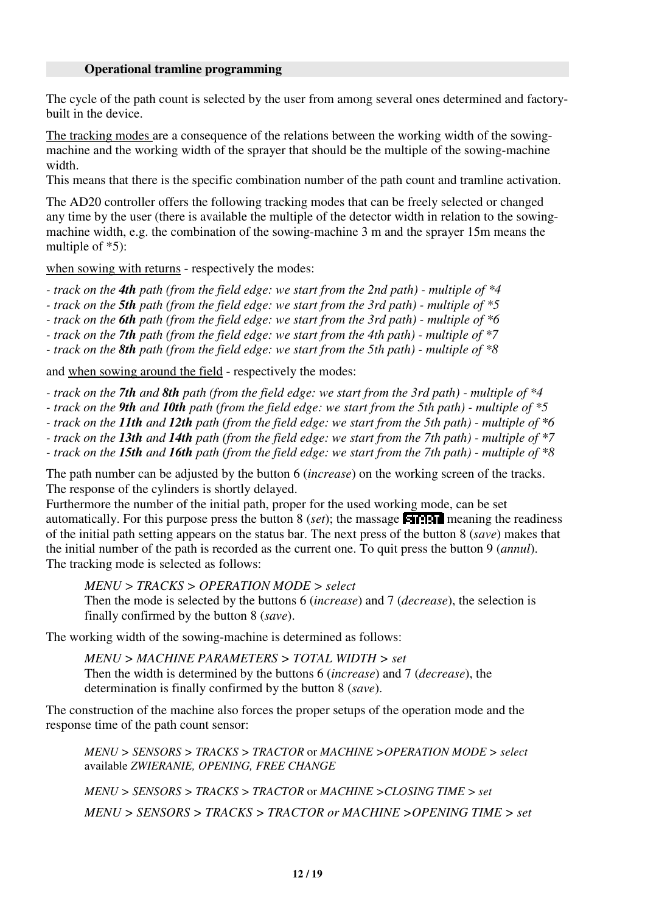## Operational tramline programming

The cycle of the path count is selected by the user from among several ones determined and factory-built in the device.

The tracking modes are a consequence of the relations between the working width of the sowing-machine and the working width of the sprayer that should be the multiple of the sowing-machine width.
This means that there is the specific combination number of the path count and tramline activation.

The AD20 controller offers the following tracking modes that can be freely selected or changed any time by the user (there is available the multiple of the detector width in relation to the sowing-machine width, e.g. the combination of the sowing-machine 3 m and the sprayer 15m means the multiple of *5):

when sowing with returns - respectively the modes:

- *track on the **4th** path (from the field edge: we start from the 2nd path) - multiple of *4*
- *track on the **5th** path (from the field edge: we start from the 3rd path) - multiple of *5*
- *track on the **6th** path (from the field edge: we start from the 3rd path) - multiple of *6*
- *track on the **7th** path (from the field edge: we start from the 4th path) - multiple of *7*
- *track on the **8th** path (from the field edge: we start from the 5th path) - multiple of *8*

and when sowing around the field - respectively the modes:

- *track on the **7th** and **8th** path (from the field edge: we start from the 3rd path) - multiple of *4*
- *track on the **9th** and **10th** path (from the field edge: we start from the 5th path) - multiple of *5*
- *track on the **11th** and **12th** path (from the field edge: we start from the 5th path) - multiple of *6*
- *track on the **13th** and **14th** path (from the field edge: we start from the 7th path) - multiple of *7*
- *track on the **15th** and **16th** path (from the field edge: we start from the 7th path) - multiple of *8*

The path number can be adjusted by the button 6 (*increase*) on the working screen of the tracks. The response of the cylinders is shortly delayed.
Furthermore the number of the initial path, proper for the used working mode, can be set automatically. For this purpose press the button 8 (*set*); the massage **START** meaning the readiness of the initial path setting appears on the status bar. The next press of the button 8 (*save*) makes that the initial number of the path is recorded as the current one. To quit press the button 9 (*annul*).
The tracking mode is selected as follows:

> *MENU > TRACKS > OPERATION MODE > select*
> Then the mode is selected by the buttons 6 (*increase*) and 7 (*decrease*), the selection is finally confirmed by the button 8 (*save*).

The working width of the sowing-machine is determined as follows:

> *MENU > MACHINE PARAMETERS > TOTAL WIDTH > set*
> Then the width is determined by the buttons 6 (*increase*) and 7 (*decrease*), the determination is finally confirmed by the button 8 (*save*).

The construction of the machine also forces the proper setups of the operation mode and the response time of the path count sensor:

> *MENU > SENSORS > TRACKS > TRACTOR* or *MACHINE >OPERATION MODE > select* available *ZWIERANIE, OPENING, FREE CHANGE*
>
> *MENU > SENSORS > TRACKS > TRACTOR* or *MACHINE >CLOSING TIME > set*
>
> *MENU > SENSORS > TRACKS > TRACTOR or MACHINE >OPENING TIME > set*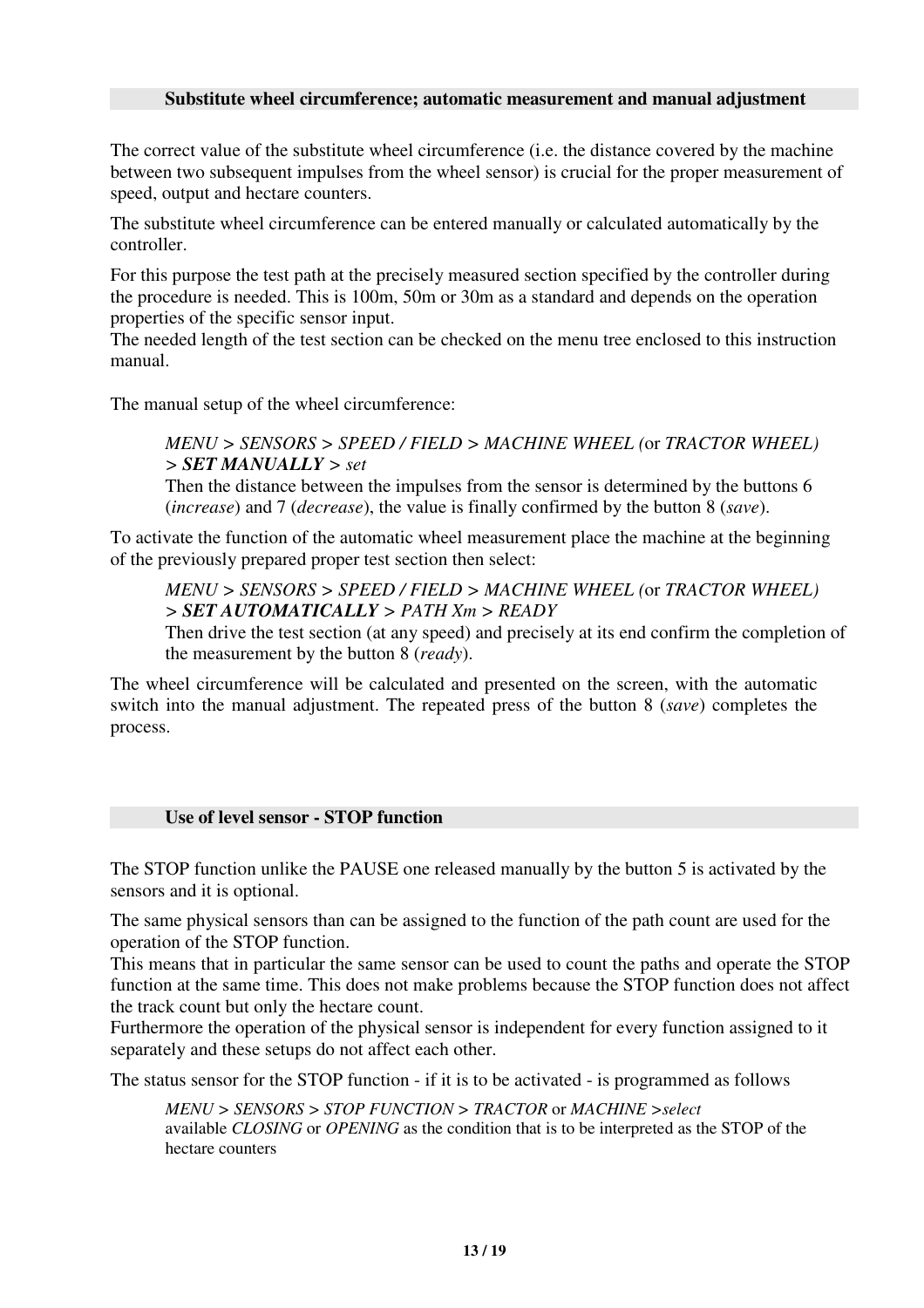### Substitute wheel circumference; automatic measurement and manual adjustment

The correct value of the substitute wheel circumference (i.e. the distance covered by the machine between two subsequent impulses from the wheel sensor) is crucial for the proper measurement of speed, output and hectare counters.

The substitute wheel circumference can be entered manually or calculated automatically by the controller.

For this purpose the test path at the precisely measured section specified by the controller during the procedure is needed. This is 100m, 50m or 30m as a standard and depends on the operation properties of the specific sensor input.
The needed length of the test section can be checked on the menu tree enclosed to this instruction manual.

The manual setup of the wheel circumference:

> *MENU > SENSORS > SPEED / FIELD > MACHINE WHEEL (*or *TRACTOR WHEEL) >* ***SET MANUALLY*** *> set*
> Then the distance between the impulses from the sensor is determined by the buttons 6 (*increase*) and 7 (*decrease*), the value is finally confirmed by the button 8 (*save*).

To activate the function of the automatic wheel measurement place the machine at the beginning of the previously prepared proper test section then select:

> *MENU > SENSORS > SPEED / FIELD > MACHINE WHEEL (*or *TRACTOR WHEEL) >* ***SET AUTOMATICALLY*** *> PATH Xm > READY*
> Then drive the test section (at any speed) and precisely at its end confirm the completion of the measurement by the button 8 (*ready*).

The wheel circumference will be calculated and presented on the screen, with the automatic switch into the manual adjustment. The repeated press of the button 8 (*save*) completes the process.

### Use of level sensor - STOP function

The STOP function unlike the PAUSE one released manually by the button 5 is activated by the sensors and it is optional.

The same physical sensors than can be assigned to the function of the path count are used for the operation of the STOP function.
This means that in particular the same sensor can be used to count the paths and operate the STOP function at the same time. This does not make problems because the STOP function does not affect the track count but only the hectare count.
Furthermore the operation of the physical sensor is independent for every function assigned to it separately and these setups do not affect each other.

The status sensor for the STOP function - if it is to be activated - is programmed as follows

> *MENU > SENSORS > STOP FUNCTION > TRACTOR* or *MACHINE >select*
> available *CLOSING* or *OPENING* as the condition that is to be interpreted as the STOP of the hectare counters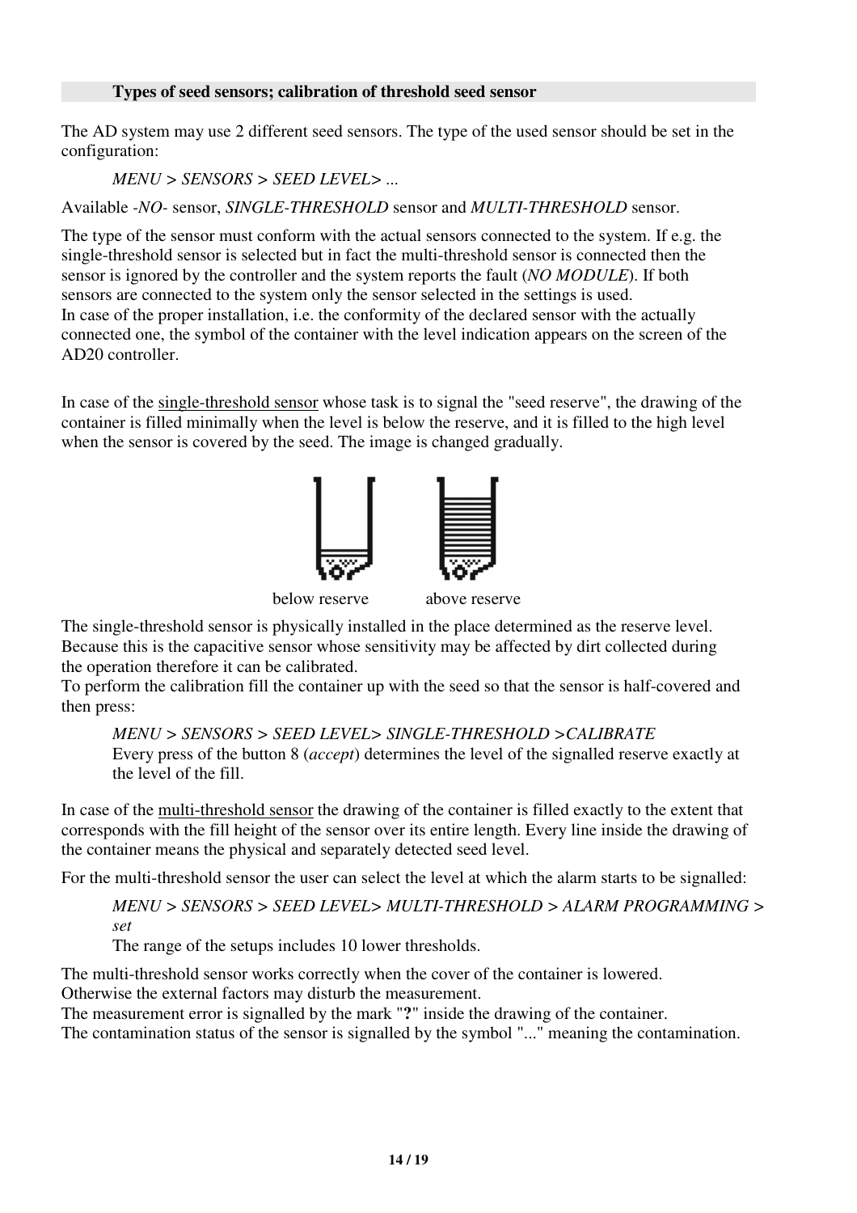### Types of seed sensors; calibration of threshold seed sensor

The AD system may use 2 different seed sensors. The type of the used sensor should be set in the configuration:

> *MENU > SENSORS > SEED LEVEL> ...*

Available *-NO-* sensor, *SINGLE-THRESHOLD* sensor and *MULTI-THRESHOLD* sensor.

The type of the sensor must conform with the actual sensors connected to the system. If e.g. the single-threshold sensor is selected but in fact the multi-threshold sensor is connected then the sensor is ignored by the controller and the system reports the fault (*NO MODULE*). If both sensors are connected to the system only the sensor selected in the settings is used.
In case of the proper installation, i.e. the conformity of the declared sensor with the actually connected one, the symbol of the container with the level indication appears on the screen of the AD20 controller.

In case of the single-threshold sensor whose task is to signal the "seed reserve", the drawing of the container is filled minimally when the level is below the reserve, and it is filled to the high level when the sensor is covered by the seed. The image is changed gradually.

below reserve above reserve

The single-threshold sensor is physically installed in the place determined as the reserve level. Because this is the capacitive sensor whose sensitivity may be affected by dirt collected during the operation therefore it can be calibrated.
To perform the calibration fill the container up with the seed so that the sensor is half-covered and then press:

> *MENU > SENSORS > SEED LEVEL> SINGLE-THRESHOLD >CALIBRATE*
> Every press of the button 8 (*accept*) determines the level of the signalled reserve exactly at the level of the fill.

In case of the multi-threshold sensor the drawing of the container is filled exactly to the extent that corresponds with the fill height of the sensor over its entire length. Every line inside the drawing of the container means the physical and separately detected seed level.

For the multi-threshold sensor the user can select the level at which the alarm starts to be signalled:

> *MENU > SENSORS > SEED LEVEL> MULTI-THRESHOLD > ALARM PROGRAMMING > set*
> The range of the setups includes 10 lower thresholds.

The multi-threshold sensor works correctly when the cover of the container is lowered.
Otherwise the external factors may disturb the measurement.
The measurement error is signalled by the mark "**?**" inside the drawing of the container.
The contamination status of the sensor is signalled by the symbol "..." meaning the contamination.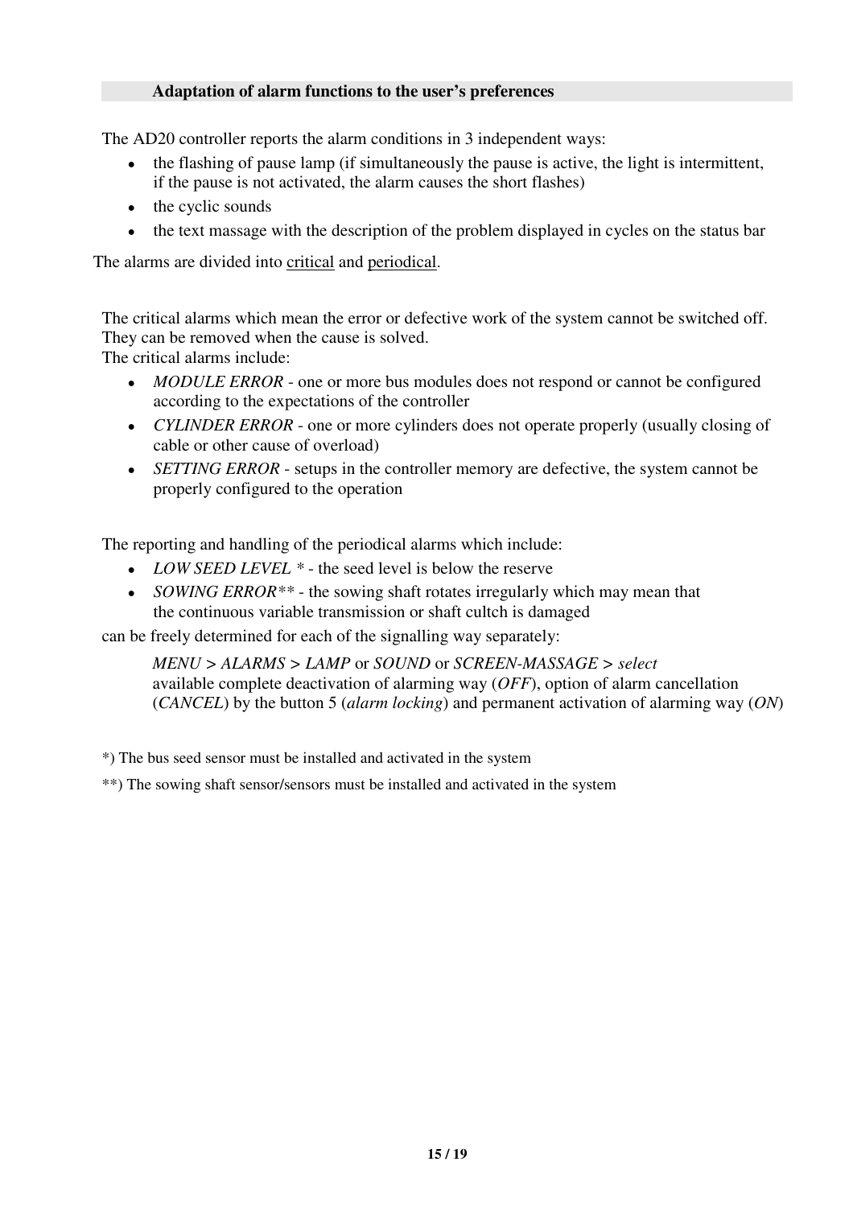## Adaptation of alarm functions to the user's preferences

The AD20 controller reports the alarm conditions in 3 independent ways:

- the flashing of pause lamp (if simultaneously the pause is active, the light is intermittent, if the pause is not activated, the alarm causes the short flashes)
- the cyclic sounds
- the text massage with the description of the problem displayed in cycles on the status bar

The alarms are divided into <u>critical</u> and <u>periodical</u>.

The critical alarms which mean the error or defective work of the system cannot be switched off. They can be removed when the cause is solved.
The critical alarms include:

- *MODULE ERROR* - one or more bus modules does not respond or cannot be configured according to the expectations of the controller
- *CYLINDER ERROR* - one or more cylinders does not operate properly (usually closing of cable or other cause of overload)
- *SETTING ERROR* - setups in the controller memory are defective, the system cannot be properly configured to the operation

The reporting and handling of the periodical alarms which include:

- *LOW SEED LEVEL* * - the seed level is below the reserve
- *SOWING ERROR*** - the sowing shaft rotates irregularly which may mean that the continuous variable transmission or shaft cultch is damaged

can be freely determined for each of the signalling way separately:

*MENU* > *ALARMS* > *LAMP* or *SOUND* or *SCREEN-MASSAGE* > *select*
available complete deactivation of alarming way (*OFF*), option of alarm cancellation (*CANCEL*) by the button 5 (*alarm locking*) and permanent activation of alarming way (*ON*)

*) The bus seed sensor must be installed and activated in the system

**) The sowing shaft sensor/sensors must be installed and activated in the system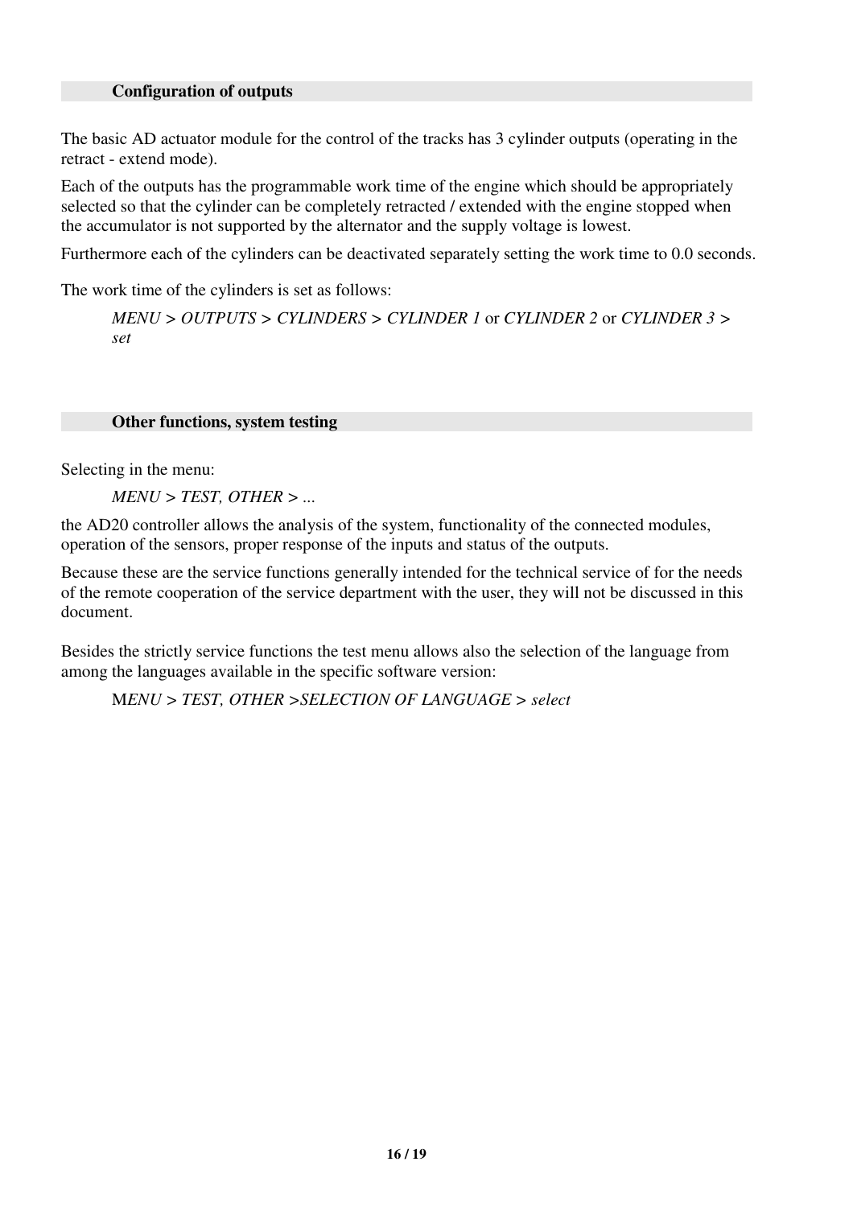### Configuration of outputs

The basic AD actuator module for the control of the tracks has 3 cylinder outputs (operating in the retract - extend mode).

Each of the outputs has the programmable work time of the engine which should be appropriately selected so that the cylinder can be completely retracted / extended with the engine stopped when the accumulator is not supported by the alternator and the supply voltage is lowest.

Furthermore each of the cylinders can be deactivated separately setting the work time to 0.0 seconds.

The work time of the cylinders is set as follows:

> *MENU > OUTPUTS > CYLINDERS > CYLINDER 1* or *CYLINDER 2* or *CYLINDER 3 > set*

### Other functions, system testing

Selecting in the menu:

> *MENU > TEST, OTHER > ...*

the AD20 controller allows the analysis of the system, functionality of the connected modules, operation of the sensors, proper response of the inputs and status of the outputs.

Because these are the service functions generally intended for the technical service of for the needs of the remote cooperation of the service department with the user, they will not be discussed in this document.

Besides the strictly service functions the test menu allows also the selection of the language from among the languages available in the specific software version:

> M*ENU > TEST, OTHER >SELECTION OF LANGUAGE > select*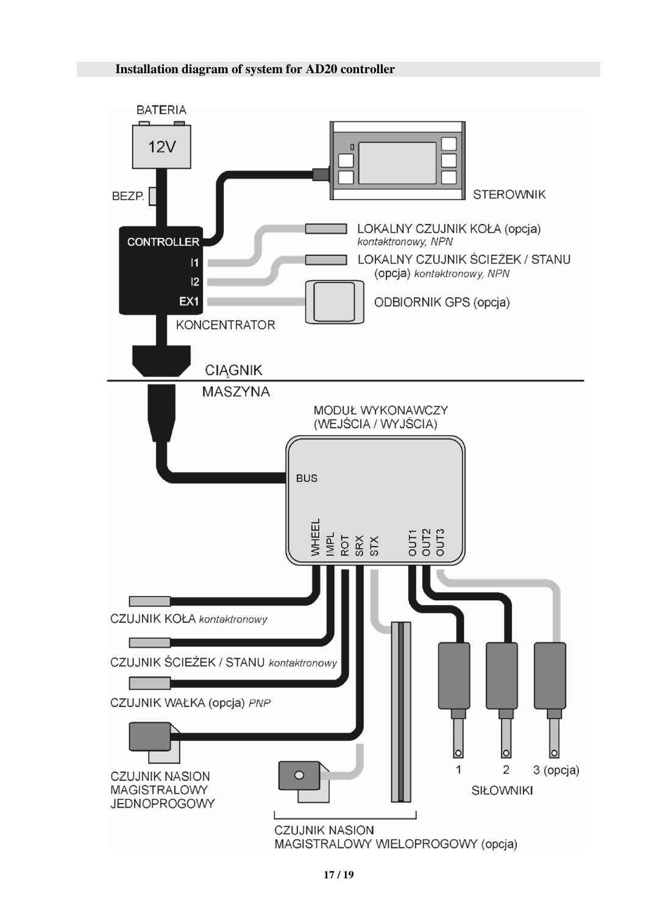## Installation diagram of system for AD20 controller

BATERIA

12V

BEZP.

CONTROLLER

I1

I2

EX1

KONCENTRATOR

STEROWNIK

LOKALNY CZUJNIK KOŁA (opcja) *kontaktronowy, NPN*

LOKALNY CZUJNIK ŚCIEŻEK / STANU (opcja) *kontaktronowy, NPN*

ODBIORNIK GPS (opcja)

CIĄGNIK

MASZYNA

MODUŁ WYKONAWCZY (WEJŚCIA / WYJŚCIA)

BUS

WHEEL IMPL ROT SRX STX OUT1 OUT2 OUT3

CZUJNIK KOŁA *kontaktronowy*

CZUJNIK ŚCIEŻEK / STANU *kontaktronowy*

CZUJNIK WAŁKA (opcja) *PNP*

CZUJNIK NASION MAGISTRALOWY JEDNOPROGOWY

CZUJNIK NASION MAGISTRALOWY WIELOPROGOWY (opcja)

1 2 3 (opcja)

SIŁOWNIKI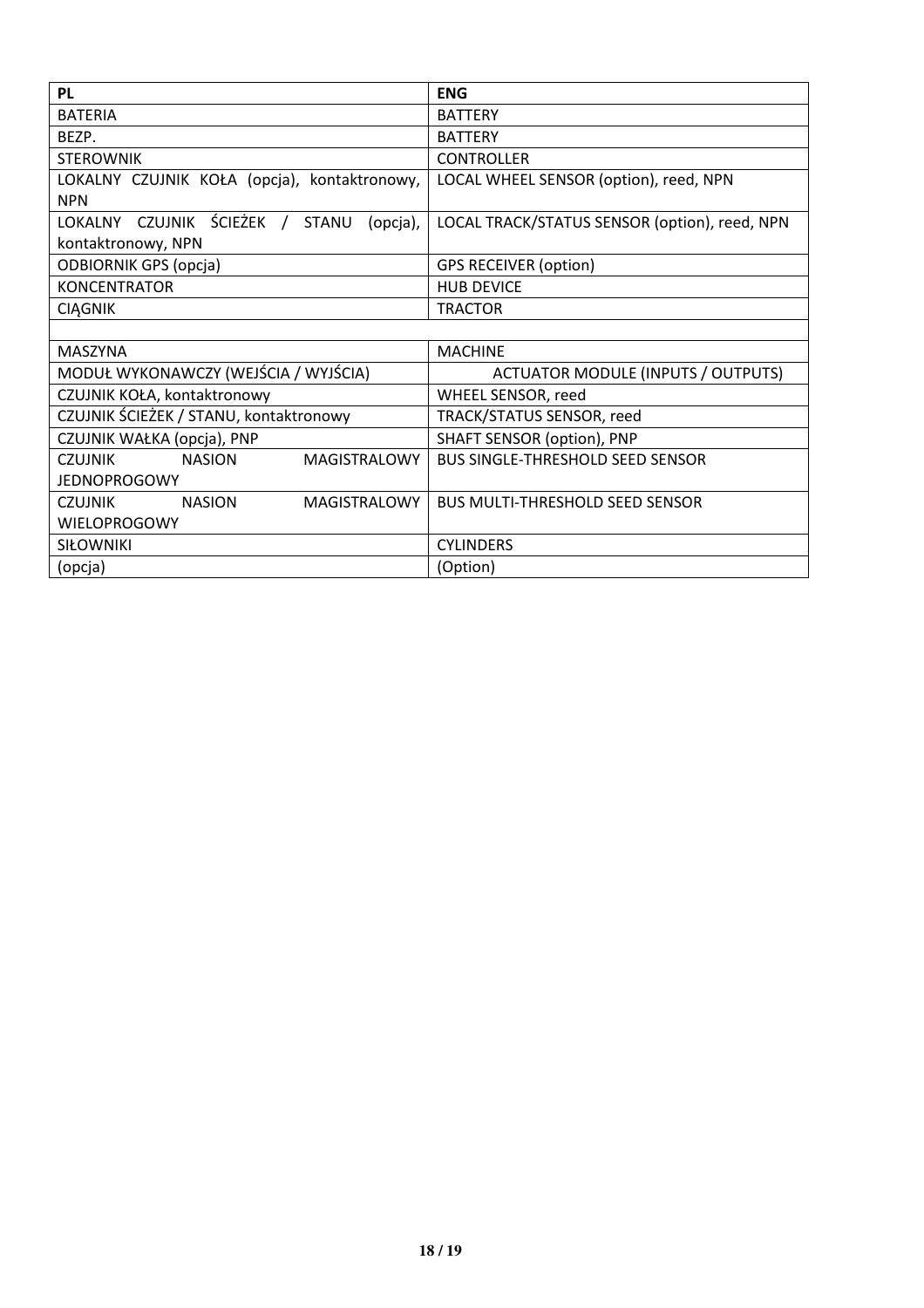| PL | ENG |
|---|---|
| BATERIA | BATTERY |
| BEZP. | BATTERY |
| STEROWNIK | CONTROLLER |
| LOKALNY CZUJNIK KOŁA (opcja), kontaktronowy, NPN | LOCAL WHEEL SENSOR (option), reed, NPN |
| LOKALNY CZUJNIK ŚCIEŻEK / STANU (opcja), kontaktronowy, NPN | LOCAL TRACK/STATUS SENSOR (option), reed, NPN |
| ODBIORNIK GPS (opcja) | GPS RECEIVER (option) |
| KONCENTRATOR | HUB DEVICE |
| CIĄGNIK | TRACTOR |
| | |
| MASZYNA | MACHINE |
| MODUŁ WYKONAWCZY (WEJŚCIA / WYJŚCIA) | ACTUATOR MODULE (INPUTS / OUTPUTS) |
| CZUJNIK KOŁA, kontaktronowy | WHEEL SENSOR, reed |
| CZUJNIK ŚCIEŻEK / STANU, kontaktronowy | TRACK/STATUS SENSOR, reed |
| CZUJNIK WAŁKA (opcja), PNP | SHAFT SENSOR (option), PNP |
| CZUJNIK NASION MAGISTRALOWY JEDNOPROGOWY | BUS SINGLE-THRESHOLD SEED SENSOR |
| CZUJNIK NASION MAGISTRALOWY WIELOPROGOWY | BUS MULTI-THRESHOLD SEED SENSOR |
| SIŁOWNIKI | CYLINDERS |
| (opcja) | (Option) |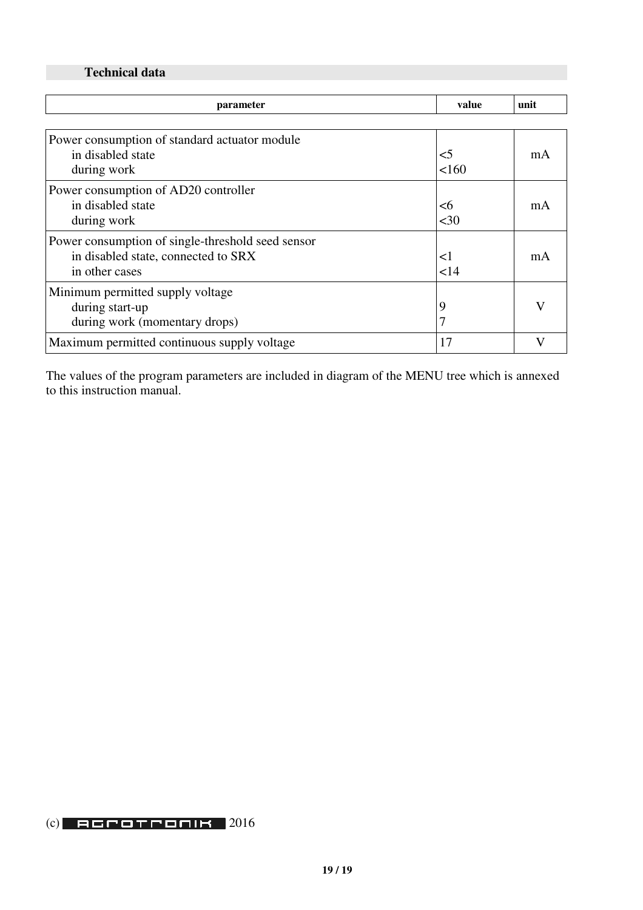## Technical data

| parameter | value | unit |
|---|---|---|
| Power consumption of standard actuator module<br>in disabled state<br>during work | <br><5<br><160 | mA |
| Power consumption of AD20 controller<br>in disabled state<br>during work | <br><6<br><30 | mA |
| Power consumption of single-threshold seed sensor<br>in disabled state, connected to SRX<br>in other cases | <br><1<br><14 | mA |
| Minimum permitted supply voltage<br>during start-up<br>during work (momentary drops) | <br>9<br>7 | V |
| Maximum permitted continuous supply voltage | 17 | V |

The values of the program parameters are included in diagram of the MENU tree which is annexed to this instruction manual.

(c) AGROTRONIK 2016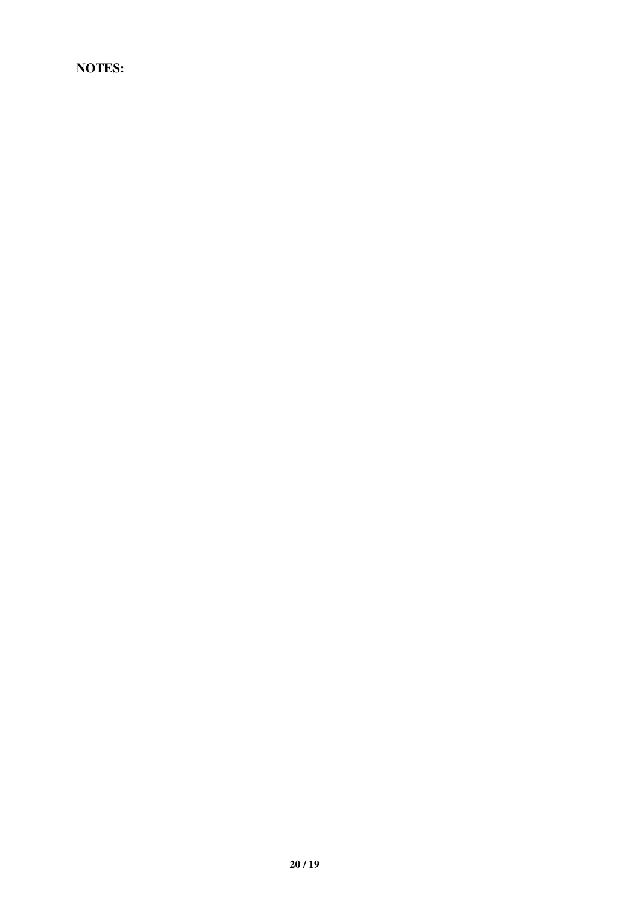**NOTES:**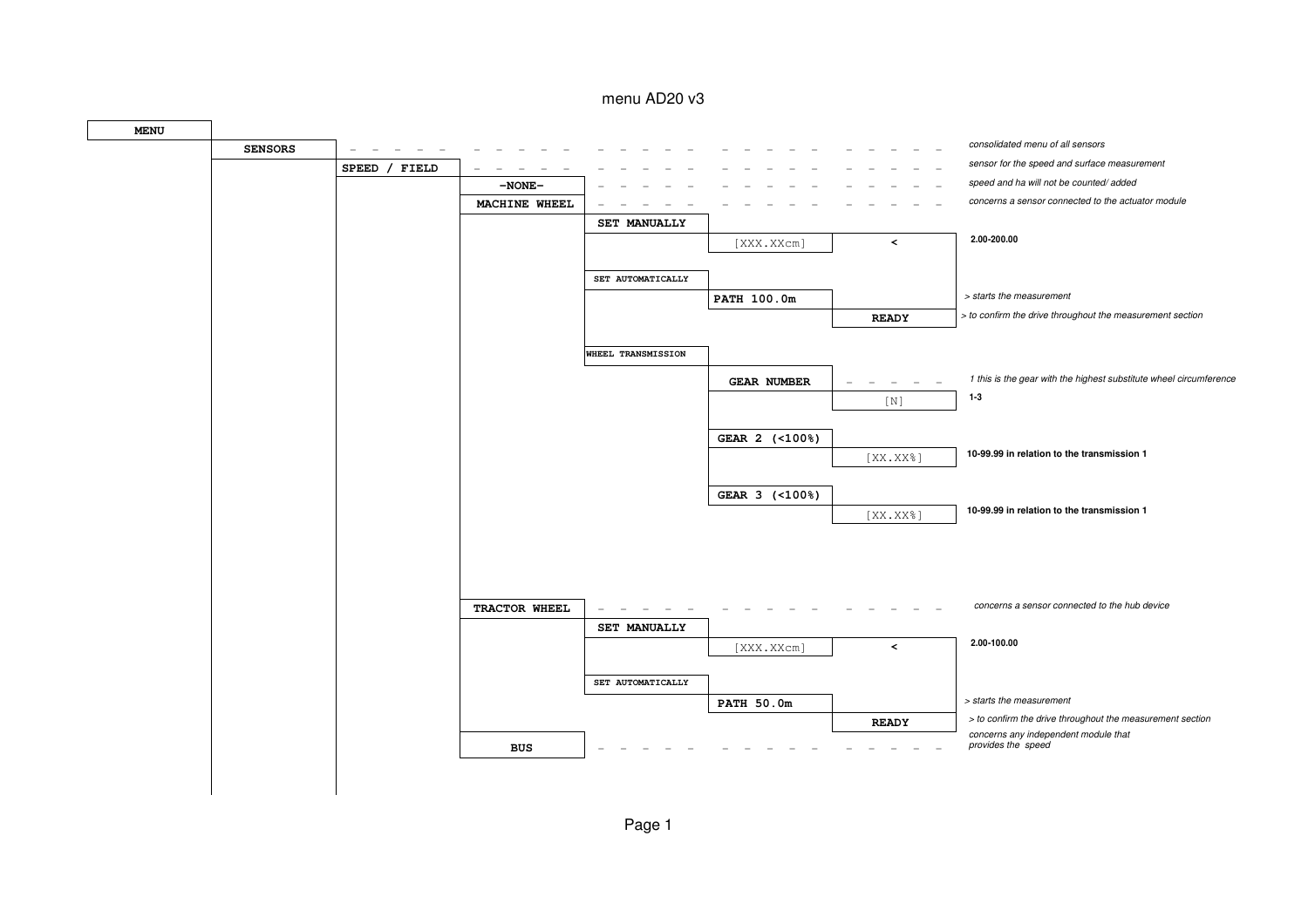# menu AD20 v3

- **MENU**
  - **SENSORS** — *consolidated menu of all sensors*
    - **SPEED / FIELD** — *sensor for the speed and surface measurement*
      - **-NONE-** — *speed and ha will not be counted/ added*
      - **MACHINE WHEEL** — *concerns a sensor connected to the actuator module*
        - **SET MANUALLY**
          - [XXX.XXcm] **<** — **2.00-200.00**
        - **SET AUTOMATICALLY**
          - **PATH 100.0m** — *> starts the measurement*
            - **READY** — *> to confirm the drive throughout the measurement section*
        - **WHEEL TRANSMISSION**
          - **GEAR NUMBER** — *1 this is the gear with the highest substitute wheel circumference*
            - [N] — **1-3**
          - **GEAR 2 (<100%)**
            - [XX.XX%] — **10-99.99 in relation to the transmission 1**
          - **GEAR 3 (<100%)**
            - [XX.XX%] — **10-99.99 in relation to the transmission 1**
      - **TRACTOR WHEEL** — *concerns a sensor connected to the hub device*
        - **SET MANUALLY**
          - [XXX.XXcm] **<** — **2.00-100.00**
        - **SET AUTOMATICALLY**
          - **PATH 50.0m** — *> starts the measurement*
            - **READY** — *> to confirm the drive throughout the measurement section*
      - **BUS** — *concerns any independent module that provides the speed*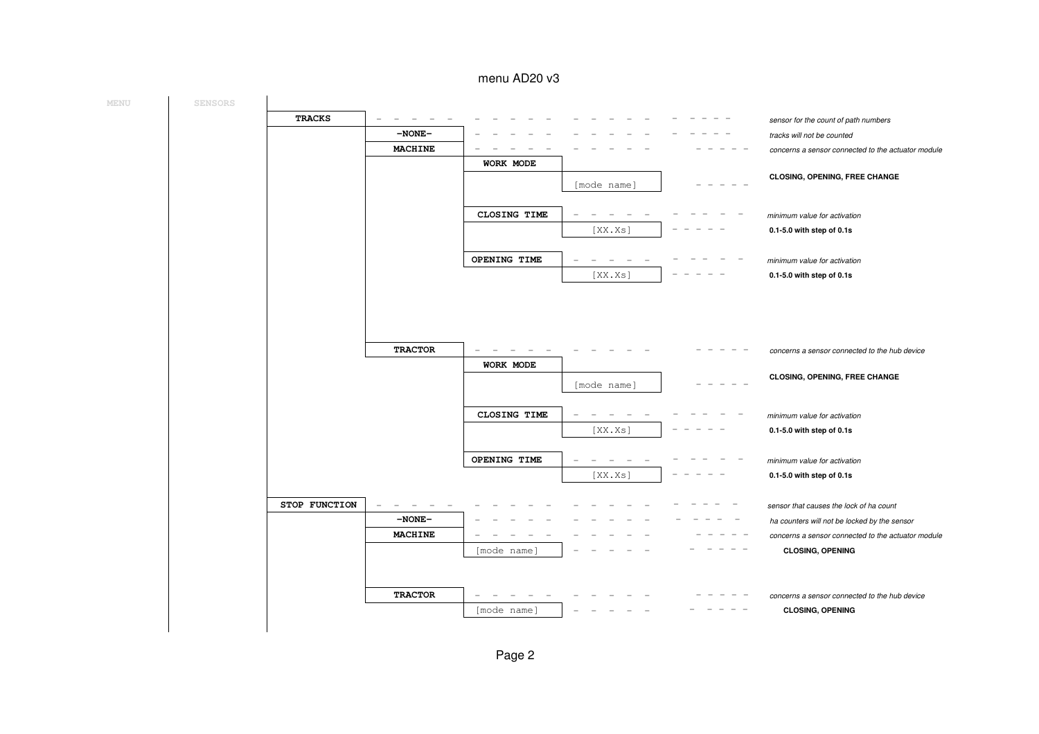# menu AD20 v3

| MENU | SENSORS | | | | | |
|---|---|---|---|---|---|---|
| | | **TRACKS** | | | | *sensor for the count of path numbers* |
| | | | **-NONE-** | | | *tracks will not be counted* |
| | | | **MACHINE** | | | *concerns a sensor connected to the actuator module* |
| | | | | **WORK MODE** | | |
| | | | | | [mode name] | **CLOSING, OPENING, FREE CHANGE** |
| | | | | **CLOSING TIME** | | *minimum value for activation* |
| | | | | | [XX.Xs] | **0.1-5.0 with step of 0.1s** |
| | | | | **OPENING TIME** | | *minimum value for activation* |
| | | | | | [XX.Xs] | **0.1-5.0 with step of 0.1s** |
| | | | **TRACTOR** | | | *concerns a sensor connected to the hub device* |
| | | | | **WORK MODE** | | |
| | | | | | [mode name] | **CLOSING, OPENING, FREE CHANGE** |
| | | | | **CLOSING TIME** | | *minimum value for activation* |
| | | | | | [XX.Xs] | **0.1-5.0 with step of 0.1s** |
| | | | | **OPENING TIME** | | *minimum value for activation* |
| | | | | | [XX.Xs] | **0.1-5.0 with step of 0.1s** |
| | | **STOP FUNCTION** | | | | *sensor that causes the lock of ha count* |
| | | | **-NONE-** | | | *ha counters will not be locked by the sensor* |
| | | | **MACHINE** | | | *concerns a sensor connected to the actuator module* |
| | | | | [mode name] | | **CLOSING, OPENING** |
| | | | **TRACTOR** | | | *concerns a sensor connected to the hub device* |
| | | | | [mode name] | | **CLOSING, OPENING** |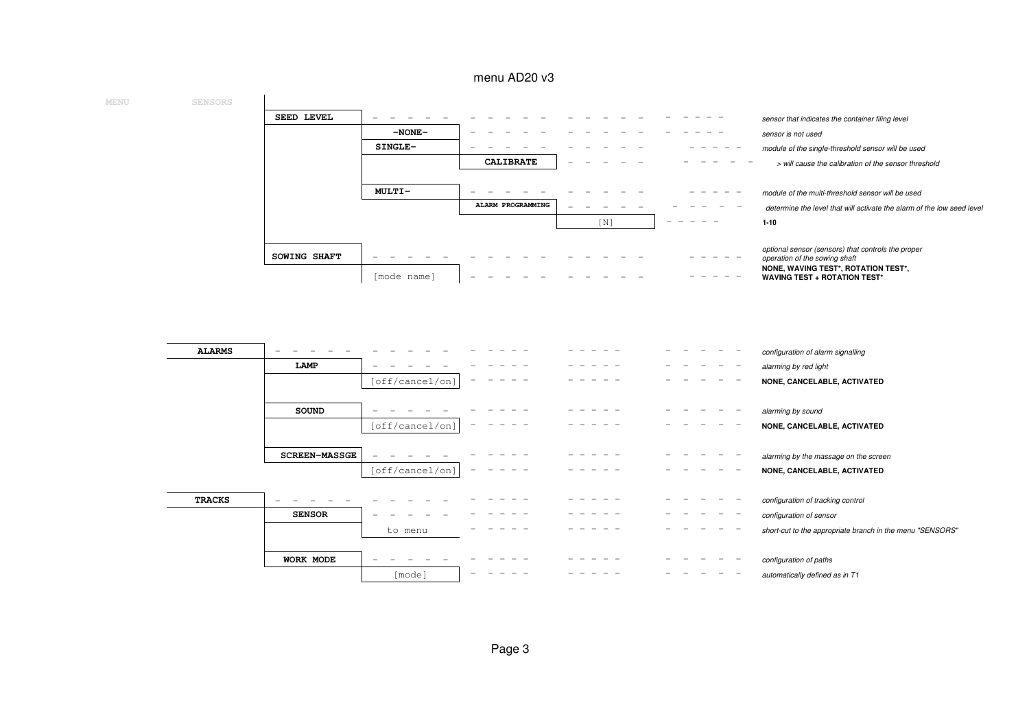# menu AD20 v3

| MENU | SENSORS | | | | |
|---|---|---|---|---|---|
| | SEED LEVEL | | | | *sensor that indicates the container filing level* |
| | | -NONE- | | | *sensor is not used* |
| | | SINGLE- | | | *module of the single-threshold sensor will be used* |
| | | | CALIBRATE | | *> will cause the calibration of the sensor threshold* |
| | | MULTI- | | | *module of the multi-threshold sensor will be used* |
| | | | ALARM PROGRAMMING | | *determine the level that will activate the alarm of the low seed level* |
| | | | | [N] | **1-10** |
| | SOWING SHAFT | | | | *optional sensor (sensors) that controls the proper operation of the sowing shaft* |
| | | [mode name] | | | **NONE, WAVING TEST\*, ROTATION TEST\*, WAVING TEST + ROTATION TEST\*** |

| | | | |
|---|---|---|---|
| ALARMS | | | *configuration of alarm signalling* |
| | LAMP | | *alarming by red light* |
| | | [off/cancel/on] | **NONE, CANCELABLE, ACTIVATED** |
| | SOUND | | *alarming by sound* |
| | | [off/cancel/on] | **NONE, CANCELABLE, ACTIVATED** |
| | SCREEN-MASSGE | | *alarming by the massage on the screen* |
| | | [off/cancel/on] | **NONE, CANCELABLE, ACTIVATED** |
| TRACKS | | | *configuration of tracking control* |
| | SENSOR | | *configuration of sensor* |
| | | to menu | *short-cut to the appropriate branch in the menu "SENSORS"* |
| | WORK MODE | | *configuration of paths* |
| | | [mode] | *automatically defined as in T1* |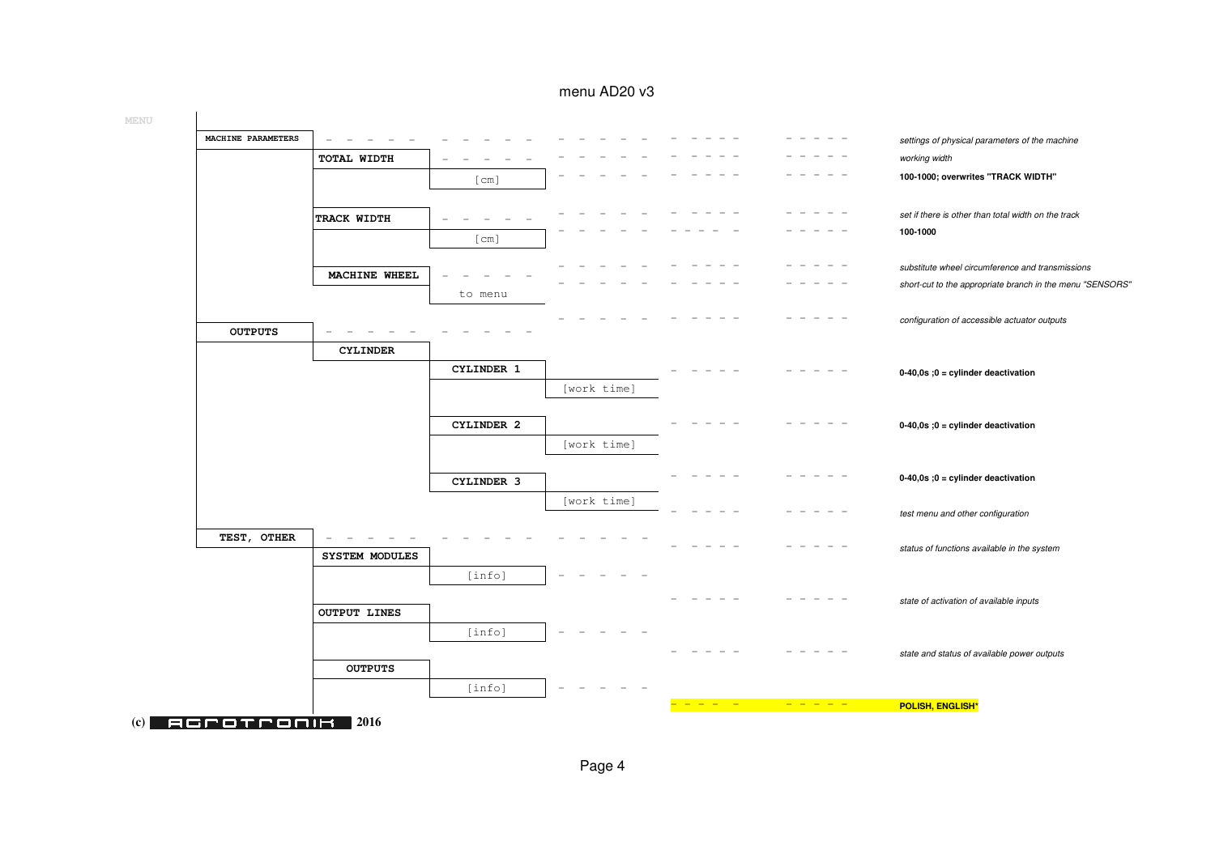menu AD20 v3

MENU

| | | | | Description |
|---|---|---|---|---|
| MACHINE PARAMETERS | | | | *settings of physical parameters of the machine* |
| | TOTAL WIDTH | | | *working width* |
| | | [cm] | | **100-1000; overwrites "TRACK WIDTH"** |
| | TRACK WIDTH | | | *set if there is other than total width on the track* |
| | | [cm] | | **100-1000** |
| | MACHINE WHEEL | | | *substitute wheel circumference and transmissions* |
| | | to menu | | *short-cut to the appropriate branch in the menu "SENSORS"* |
| OUTPUTS | | | | *configuration of accessible actuator outputs* |
| | CYLINDER | | | |
| | | CYLINDER 1 | | **0-40,0s ;0 = cylinder deactivation** |
| | | | [work time] | |
| | | CYLINDER 2 | | **0-40,0s ;0 = cylinder deactivation** |
| | | | [work time] | |
| | | CYLINDER 3 | | **0-40,0s ;0 = cylinder deactivation** |
| | | | [work time] | |
| TEST, OTHER | | | | *test menu and other configuration* |
| | SYSTEM MODULES | | | *status of functions available in the system* |
| | | [info] | | |
| | OUTPUT LINES | | | *state of activation of available inputs* |
| | | [info] | | |
| | OUTPUTS | | | *state and status of available power outputs* |
| | | [info] | | |
| | | | | **POLISH, ENGLISH\*** |

(c) AGROTRONIK 2016